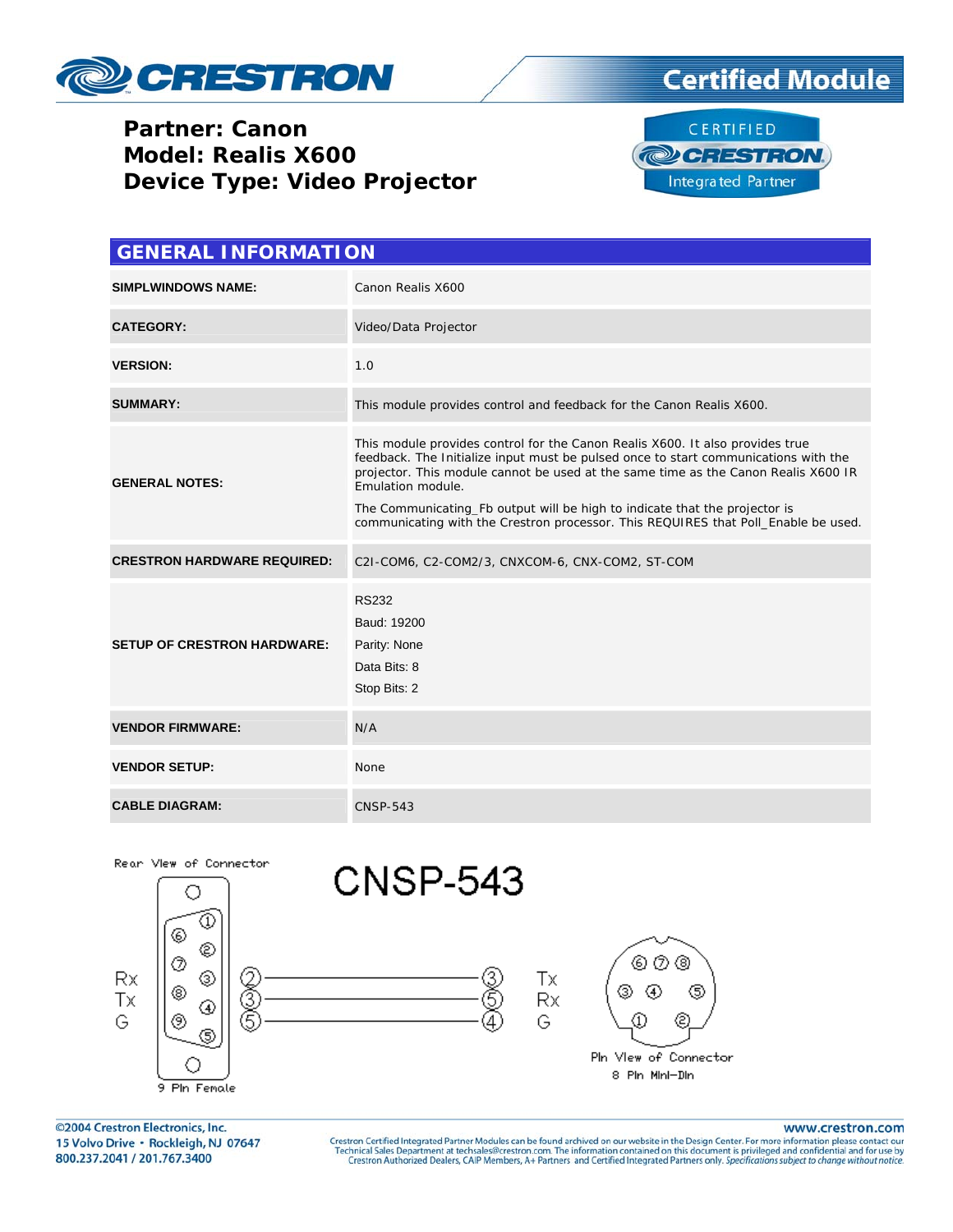# CRESTRON Certified Module

**Partner: Canon**
**Model: Realis X600**
**Device Type: Video Projector**

CERTIFIED CRESTRON Integrated Partner

## GENERAL INFORMATION

| | |
|---|---|
| **SIMPLWINDOWS NAME:** | Canon Realis X600 |
| **CATEGORY:** | Video/Data Projector |
| **VERSION:** | 1.0 |
| **SUMMARY:** | This module provides control and feedback for the Canon Realis X600. |
| **GENERAL NOTES:** | This module provides control for the Canon Realis X600. It also provides true feedback. The Initialize input must be pulsed once to start communications with the projector. This module cannot be used at the same time as the Canon Realis X600 IR Emulation module.<br><br>The Communicating_Fb output will be high to indicate that the projector is communicating with the Crestron processor. This REQUIRES that Poll_Enable be used. |
| **CRESTRON HARDWARE REQUIRED:** | C2I-COM6, C2-COM2/3, CNXCOM-6, CNX-COM2, ST-COM |
| **SETUP OF CRESTRON HARDWARE:** | RS232<br>Baud: 19200<br>Parity: None<br>Data Bits: 8<br>Stop Bits: 2 |
| **VENDOR FIRMWARE:** | N/A |
| **VENDOR SETUP:** | None |
| **CABLE DIAGRAM:** | CNSP-543 |

## CNSP-543

Rear View of Connector — 9 Pin Female

Pin View of Connector — 8 Pin Mini-Din

| 9 Pin Female | Pin | | 8 Pin Mini-Din Pin | |
|---|---|---|---|---|
| Rx | 2 | → | 3 | Tx |
| Tx | 3 | → | 5 | Rx |
| G | 5 | → | 4 | G |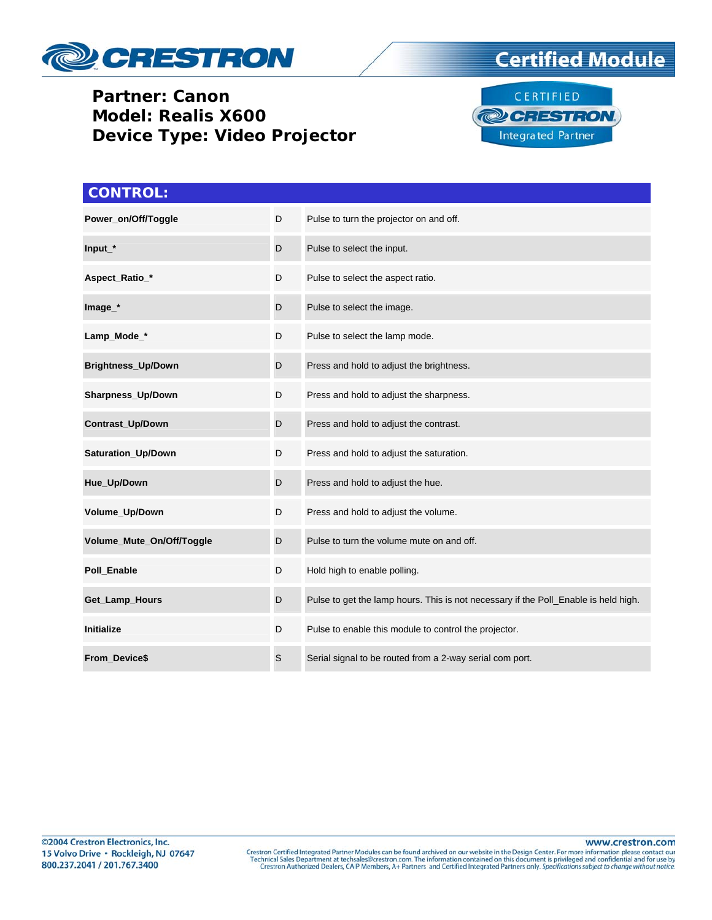**Partner: Canon**
**Model: Realis X600**
**Device Type: Video Projector**

## CONTROL:

| | | |
|---|---|---|
| **Power_on/Off/Toggle** | D | Pulse to turn the projector on and off. |
| **Input_*** | D | Pulse to select the input. |
| **Aspect_Ratio_*** | D | Pulse to select the aspect ratio. |
| **Image_*** | D | Pulse to select the image. |
| **Lamp_Mode_*** | D | Pulse to select the lamp mode. |
| **Brightness_Up/Down** | D | Press and hold to adjust the brightness. |
| **Sharpness_Up/Down** | D | Press and hold to adjust the sharpness. |
| **Contrast_Up/Down** | D | Press and hold to adjust the contrast. |
| **Saturation_Up/Down** | D | Press and hold to adjust the saturation. |
| **Hue_Up/Down** | D | Press and hold to adjust the hue. |
| **Volume_Up/Down** | D | Press and hold to adjust the volume. |
| **Volume_Mute_On/Off/Toggle** | D | Pulse to turn the volume mute on and off. |
| **Poll_Enable** | D | Hold high to enable polling. |
| **Get_Lamp_Hours** | D | Pulse to get the lamp hours. This is not necessary if the Poll_Enable is held high. |
| **Initialize** | D | Pulse to enable this module to control the projector. |
| **From_Device$** | S | Serial signal to be routed from a 2-way serial com port. |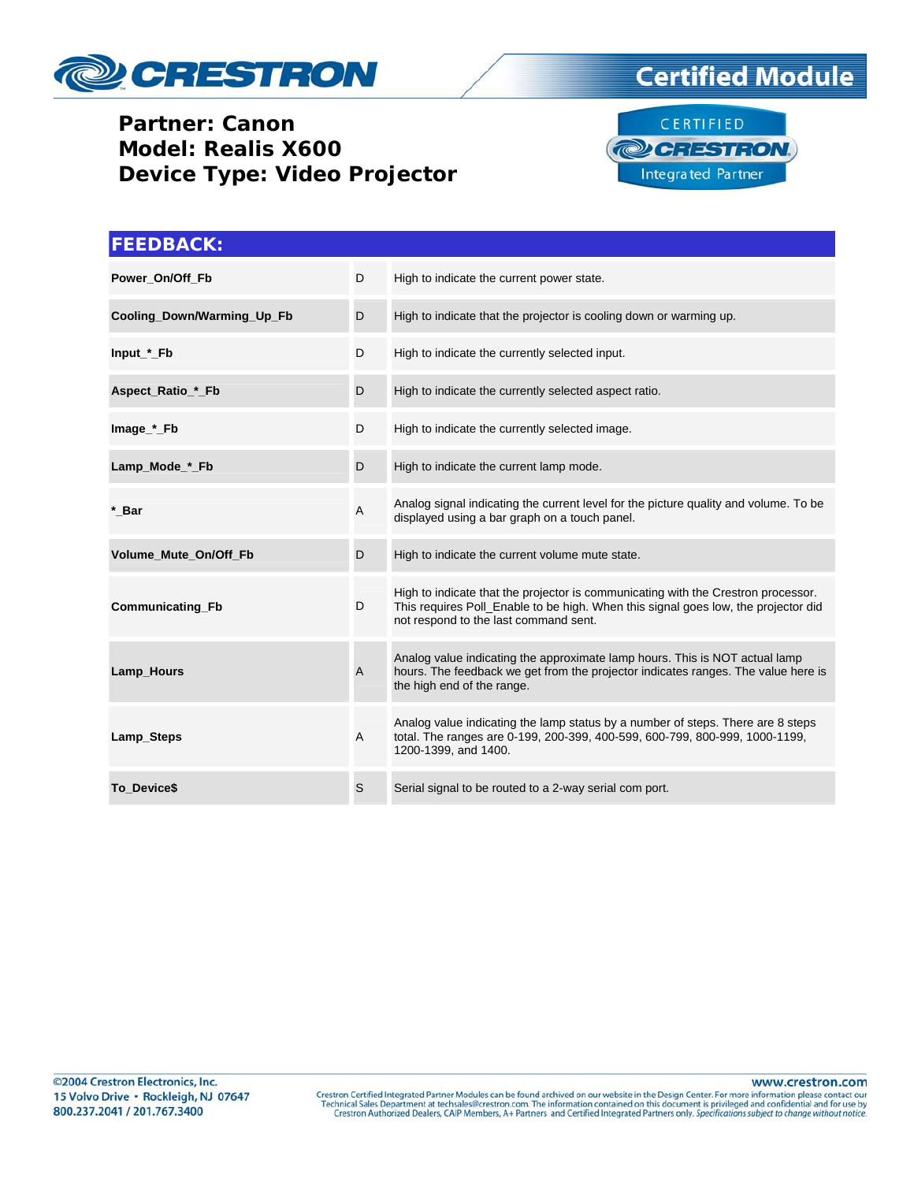**Partner: Canon**
**Model: Realis X600**
**Device Type: Video Projector**

## FEEDBACK:

| | | |
|---|---|---|
| **Power_On/Off_Fb** | D | High to indicate the current power state. |
| **Cooling_Down/Warming_Up_Fb** | D | High to indicate that the projector is cooling down or warming up. |
| **Input_*_Fb** | D | High to indicate the currently selected input. |
| **Aspect_Ratio_*_Fb** | D | High to indicate the currently selected aspect ratio. |
| **Image_*_Fb** | D | High to indicate the currently selected image. |
| **Lamp_Mode_*_Fb** | D | High to indicate the current lamp mode. |
| ***_Bar** | A | Analog signal indicating the current level for the picture quality and volume. To be displayed using a bar graph on a touch panel. |
| **Volume_Mute_On/Off_Fb** | D | High to indicate the current volume mute state. |
| **Communicating_Fb** | D | High to indicate that the projector is communicating with the Crestron processor. This requires Poll_Enable to be high. When this signal goes low, the projector did not respond to the last command sent. |
| **Lamp_Hours** | A | Analog value indicating the approximate lamp hours. This is NOT actual lamp hours. The feedback we get from the projector indicates ranges. The value here is the high end of the range. |
| **Lamp_Steps** | A | Analog value indicating the lamp status by a number of steps. There are 8 steps total. The ranges are 0-199, 200-399, 400-599, 600-799, 800-999, 1000-1199, 1200-1399, and 1400. |
| **To_Device$** | S | Serial signal to be routed to a 2-way serial com port. |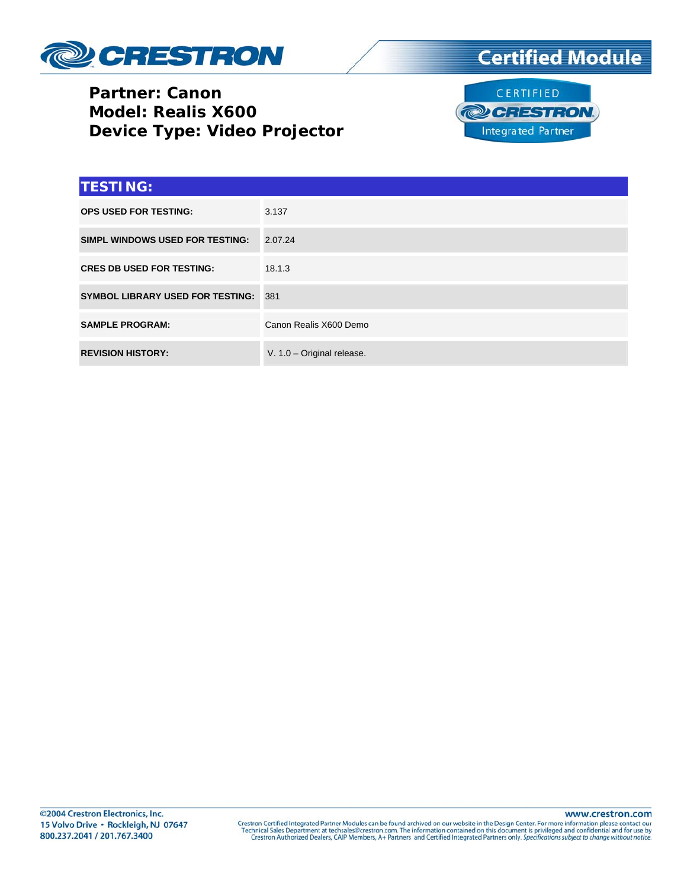**Partner: Canon**
**Model: Realis X600**
**Device Type: Video Projector**

## TESTING:

| | |
|---|---|
| **OPS USED FOR TESTING:** | 3.137 |
| **SIMPL WINDOWS USED FOR TESTING:** | 2.07.24 |
| **CRES DB USED FOR TESTING:** | 18.1.3 |
| **SYMBOL LIBRARY USED FOR TESTING:** | 381 |
| **SAMPLE PROGRAM:** | Canon Realis X600 Demo |
| **REVISION HISTORY:** | V. 1.0 – Original release. |